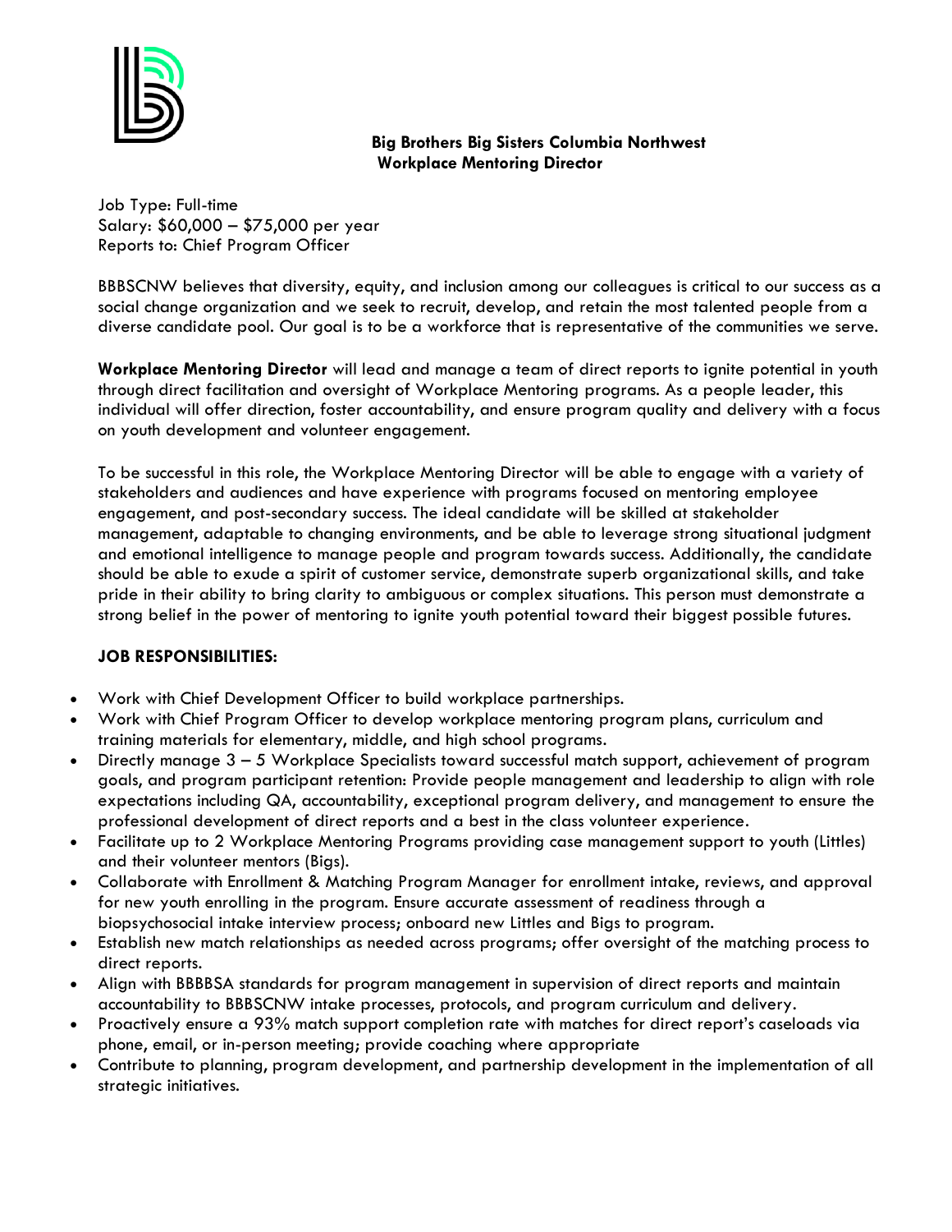**Big Brothers Big Sisters Columbia Northwest**
**Workplace Mentoring Director**

Job Type: Full-time
Salary: $60,000 – $75,000 per year
Reports to: Chief Program Officer

BBBSCNW believes that diversity, equity, and inclusion among our colleagues is critical to our success as a social change organization and we seek to recruit, develop, and retain the most talented people from a diverse candidate pool. Our goal is to be a workforce that is representative of the communities we serve.

**Workplace Mentoring Director** will lead and manage a team of direct reports to ignite potential in youth through direct facilitation and oversight of Workplace Mentoring programs. As a people leader, this individual will offer direction, foster accountability, and ensure program quality and delivery with a focus on youth development and volunteer engagement.

To be successful in this role, the Workplace Mentoring Director will be able to engage with a variety of stakeholders and audiences and have experience with programs focused on mentoring employee engagement, and post-secondary success. The ideal candidate will be skilled at stakeholder management, adaptable to changing environments, and be able to leverage strong situational judgment and emotional intelligence to manage people and program towards success. Additionally, the candidate should be able to exude a spirit of customer service, demonstrate superb organizational skills, and take pride in their ability to bring clarity to ambiguous or complex situations. This person must demonstrate a strong belief in the power of mentoring to ignite youth potential toward their biggest possible futures.

**JOB RESPONSIBILITIES:**

- Work with Chief Development Officer to build workplace partnerships.
- Work with Chief Program Officer to develop workplace mentoring program plans, curriculum and training materials for elementary, middle, and high school programs.
- Directly manage 3 – 5 Workplace Specialists toward successful match support, achievement of program goals, and program participant retention: Provide people management and leadership to align with role expectations including QA, accountability, exceptional program delivery, and management to ensure the professional development of direct reports and a best in the class volunteer experience.
- Facilitate up to 2 Workplace Mentoring Programs providing case management support to youth (Littles) and their volunteer mentors (Bigs).
- Collaborate with Enrollment & Matching Program Manager for enrollment intake, reviews, and approval for new youth enrolling in the program. Ensure accurate assessment of readiness through a biopsychosocial intake interview process; onboard new Littles and Bigs to program.
- Establish new match relationships as needed across programs; offer oversight of the matching process to direct reports.
- Align with BBBBSA standards for program management in supervision of direct reports and maintain accountability to BBBSCNW intake processes, protocols, and program curriculum and delivery.
- Proactively ensure a 93% match support completion rate with matches for direct report's caseloads via phone, email, or in-person meeting; provide coaching where appropriate
- Contribute to planning, program development, and partnership development in the implementation of all strategic initiatives.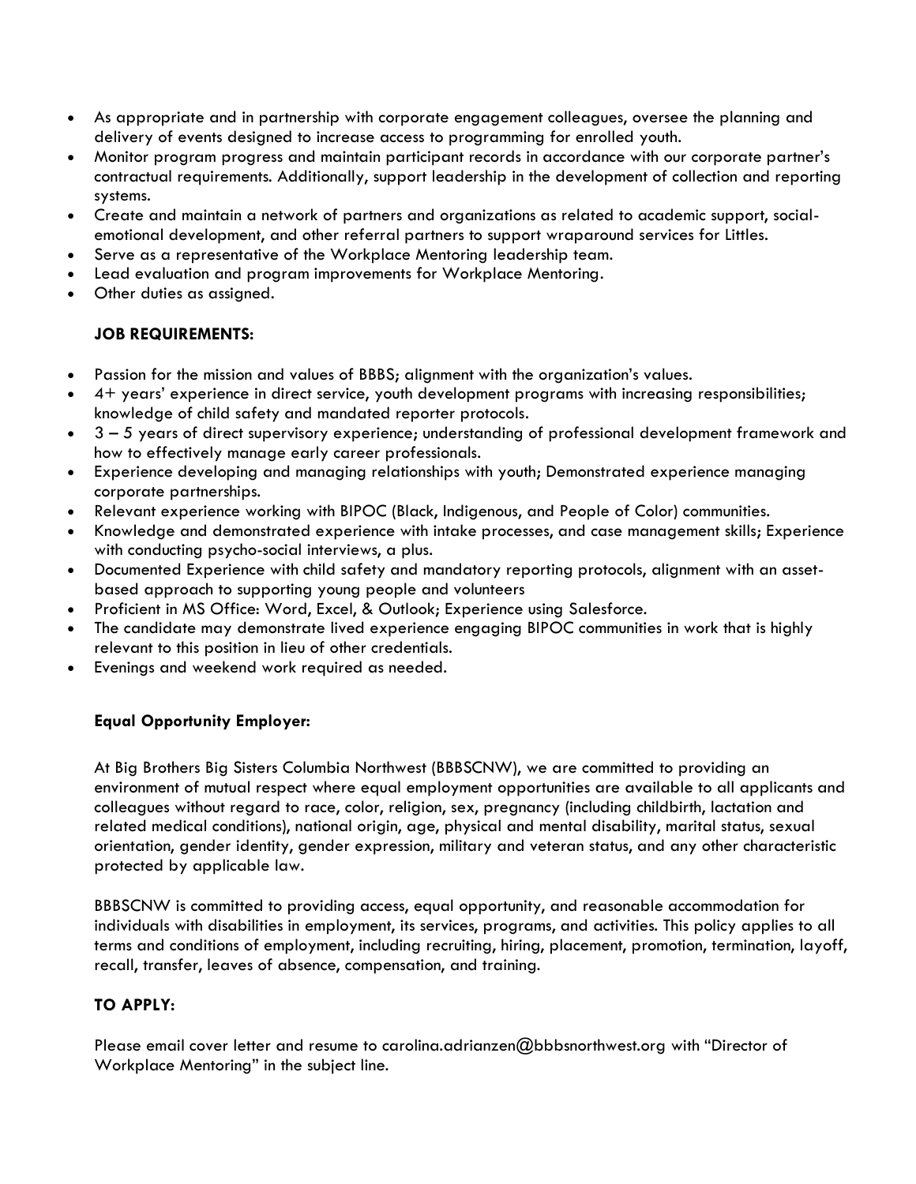- As appropriate and in partnership with corporate engagement colleagues, oversee the planning and delivery of events designed to increase access to programming for enrolled youth.
- Monitor program progress and maintain participant records in accordance with our corporate partner's contractual requirements. Additionally, support leadership in the development of collection and reporting systems.
- Create and maintain a network of partners and organizations as related to academic support, social-emotional development, and other referral partners to support wraparound services for Littles.
- Serve as a representative of the Workplace Mentoring leadership team.
- Lead evaluation and program improvements for Workplace Mentoring.
- Other duties as assigned.

**JOB REQUIREMENTS:**

- Passion for the mission and values of BBBS; alignment with the organization's values.
- 4+ years' experience in direct service, youth development programs with increasing responsibilities; knowledge of child safety and mandated reporter protocols.
- 3 – 5 years of direct supervisory experience; understanding of professional development framework and how to effectively manage early career professionals.
- Experience developing and managing relationships with youth; Demonstrated experience managing corporate partnerships.
- Relevant experience working with BIPOC (Black, Indigenous, and People of Color) communities.
- Knowledge and demonstrated experience with intake processes, and case management skills; Experience with conducting psycho-social interviews, a plus.
- Documented Experience with child safety and mandatory reporting protocols, alignment with an asset-based approach to supporting young people and volunteers
- Proficient in MS Office: Word, Excel, & Outlook; Experience using Salesforce.
- The candidate may demonstrate lived experience engaging BIPOC communities in work that is highly relevant to this position in lieu of other credentials.
- Evenings and weekend work required as needed.

**Equal Opportunity Employer:**

At Big Brothers Big Sisters Columbia Northwest (BBBSCNW), we are committed to providing an environment of mutual respect where equal employment opportunities are available to all applicants and colleagues without regard to race, color, religion, sex, pregnancy (including childbirth, lactation and related medical conditions), national origin, age, physical and mental disability, marital status, sexual orientation, gender identity, gender expression, military and veteran status, and any other characteristic protected by applicable law.

BBBSCNW is committed to providing access, equal opportunity, and reasonable accommodation for individuals with disabilities in employment, its services, programs, and activities. This policy applies to all terms and conditions of employment, including recruiting, hiring, placement, promotion, termination, layoff, recall, transfer, leaves of absence, compensation, and training.

**TO APPLY:**

Please email cover letter and resume to carolina.adrianzen@bbbsnorthwest.org with "Director of Workplace Mentoring" in the subject line.